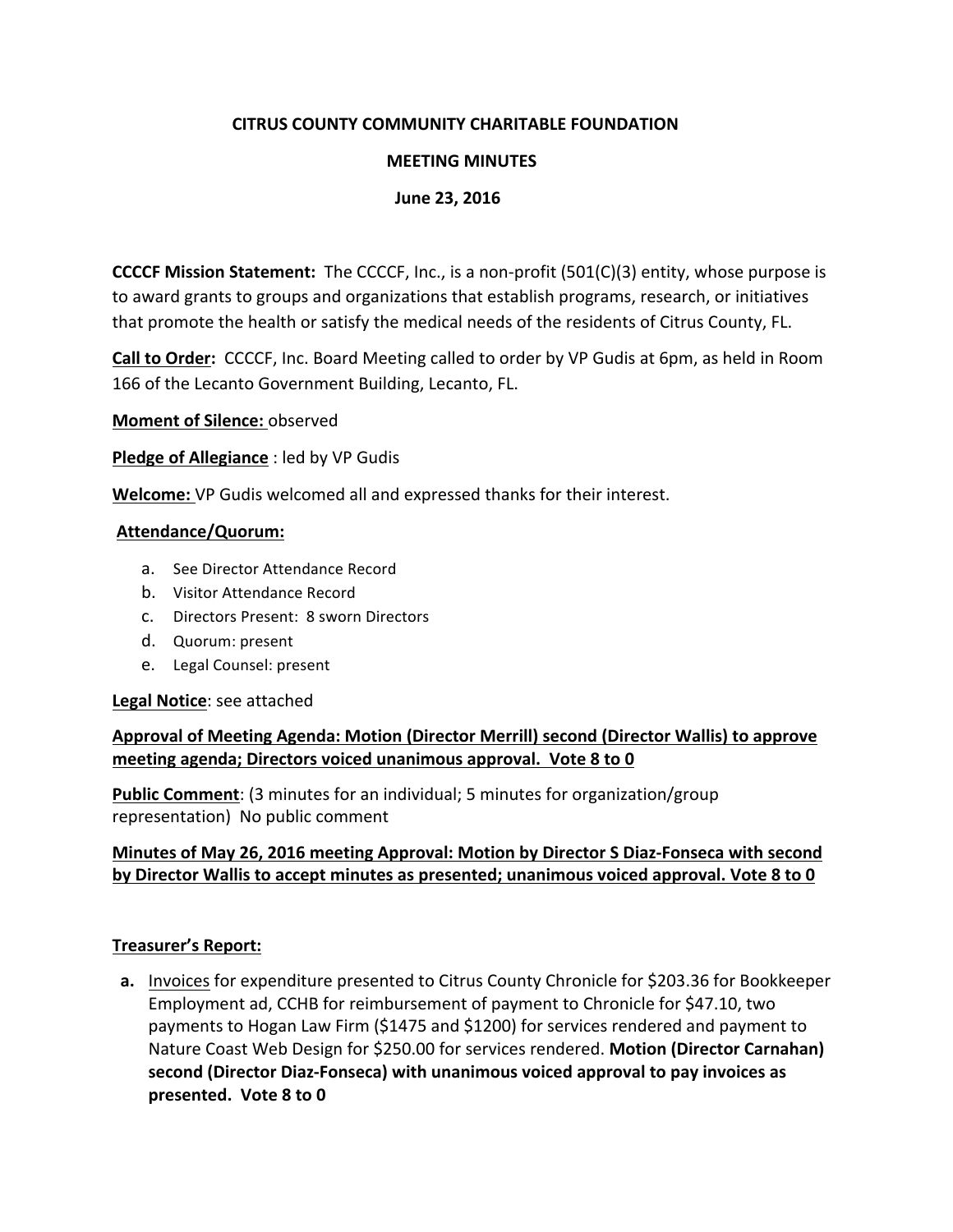**CITRUS COUNTY COMMUNITY CHARITABLE FOUNDATION**

**MEETING MINUTES**

**June 23, 2016**

**CCCCF Mission Statement:** The CCCCF, Inc., is a non-profit (501(C)(3) entity, whose purpose is to award grants to groups and organizations that establish programs, research, or initiatives that promote the health or satisfy the medical needs of the residents of Citrus County, FL.

**Call to Order:** CCCCF, Inc. Board Meeting called to order by VP Gudis at 6pm, as held in Room 166 of the Lecanto Government Building, Lecanto, FL.

**Moment of Silence:** observed

**Pledge of Allegiance** : led by VP Gudis

**Welcome:** VP Gudis welcomed all and expressed thanks for their interest.

**Attendance/Quorum:**

a. See Director Attendance Record
b. Visitor Attendance Record
c. Directors Present: 8 sworn Directors
d. Quorum: present
e. Legal Counsel: present

**Legal Notice**: see attached

**Approval of Meeting Agenda: Motion (Director Merrill) second (Director Wallis) to approve meeting agenda; Directors voiced unanimous approval. Vote 8 to 0**

**Public Comment**: (3 minutes for an individual; 5 minutes for organization/group representation) No public comment

**Minutes of May 26, 2016 meeting Approval: Motion by Director S Diaz-Fonseca with second by Director Wallis to accept minutes as presented; unanimous voiced approval. Vote 8 to 0**

**Treasurer's Report:**

**a.** Invoices for expenditure presented to Citrus County Chronicle for $203.36 for Bookkeeper Employment ad, CCHB for reimbursement of payment to Chronicle for $47.10, two payments to Hogan Law Firm ($1475 and $1200) for services rendered and payment to Nature Coast Web Design for $250.00 for services rendered. **Motion (Director Carnahan) second (Director Diaz-Fonseca) with unanimous voiced approval to pay invoices as presented. Vote 8 to 0**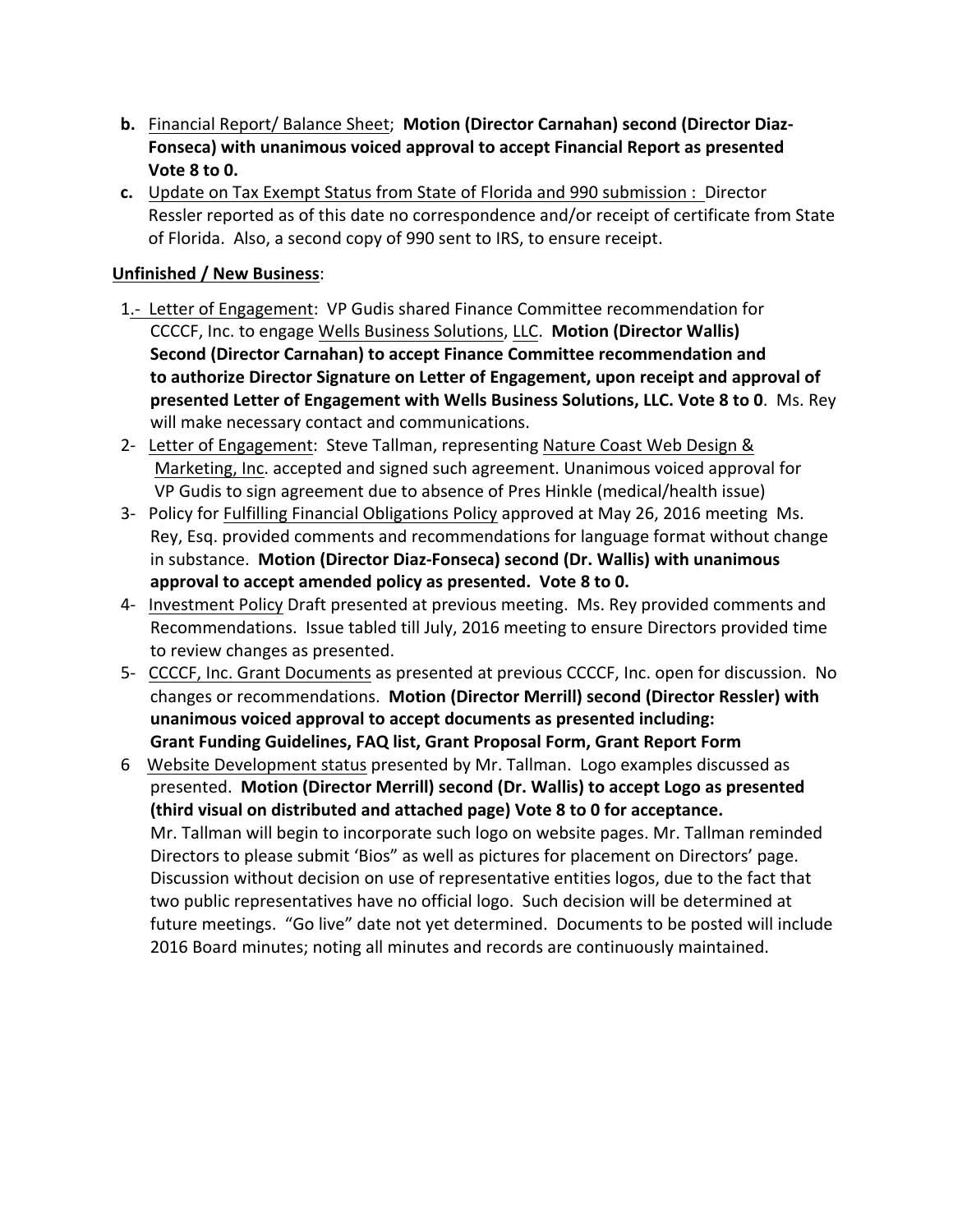**b.** Financial Report/ Balance Sheet; **Motion (Director Carnahan) second (Director Diaz-Fonseca) with unanimous voiced approval to accept Financial Report as presented Vote 8 to 0.**

**c.** Update on Tax Exempt Status from State of Florida and 990 submission : Director Ressler reported as of this date no correspondence and/or receipt of certificate from State of Florida. Also, a second copy of 990 sent to IRS, to ensure receipt.

**Unfinished / New Business**:

1.- Letter of Engagement: VP Gudis shared Finance Committee recommendation for CCCCF, Inc. to engage Wells Business Solutions, LLC. **Motion (Director Wallis) Second (Director Carnahan) to accept Finance Committee recommendation and to authorize Director Signature on Letter of Engagement, upon receipt and approval of presented Letter of Engagement with Wells Business Solutions, LLC. Vote 8 to 0**. Ms. Rey will make necessary contact and communications.

2- Letter of Engagement: Steve Tallman, representing Nature Coast Web Design & Marketing, Inc. accepted and signed such agreement. Unanimous voiced approval for VP Gudis to sign agreement due to absence of Pres Hinkle (medical/health issue)

3- Policy for Fulfilling Financial Obligations Policy approved at May 26, 2016 meeting Ms. Rey, Esq. provided comments and recommendations for language format without change in substance. **Motion (Director Diaz-Fonseca) second (Dr. Wallis) with unanimous approval to accept amended policy as presented. Vote 8 to 0.**

4- Investment Policy Draft presented at previous meeting. Ms. Rey provided comments and Recommendations. Issue tabled till July, 2016 meeting to ensure Directors provided time to review changes as presented.

5- CCCCF, Inc. Grant Documents as presented at previous CCCCF, Inc. open for discussion. No changes or recommendations. **Motion (Director Merrill) second (Director Ressler) with unanimous voiced approval to accept documents as presented including: Grant Funding Guidelines, FAQ list, Grant Proposal Form, Grant Report Form**

6 Website Development status presented by Mr. Tallman. Logo examples discussed as presented. **Motion (Director Merrill) second (Dr. Wallis) to accept Logo as presented (third visual on distributed and attached page) Vote 8 to 0 for acceptance.** Mr. Tallman will begin to incorporate such logo on website pages. Mr. Tallman reminded Directors to please submit 'Bios" as well as pictures for placement on Directors' page. Discussion without decision on use of representative entities logos, due to the fact that two public representatives have no official logo. Such decision will be determined at future meetings. "Go live" date not yet determined. Documents to be posted will include 2016 Board minutes; noting all minutes and records are continuously maintained.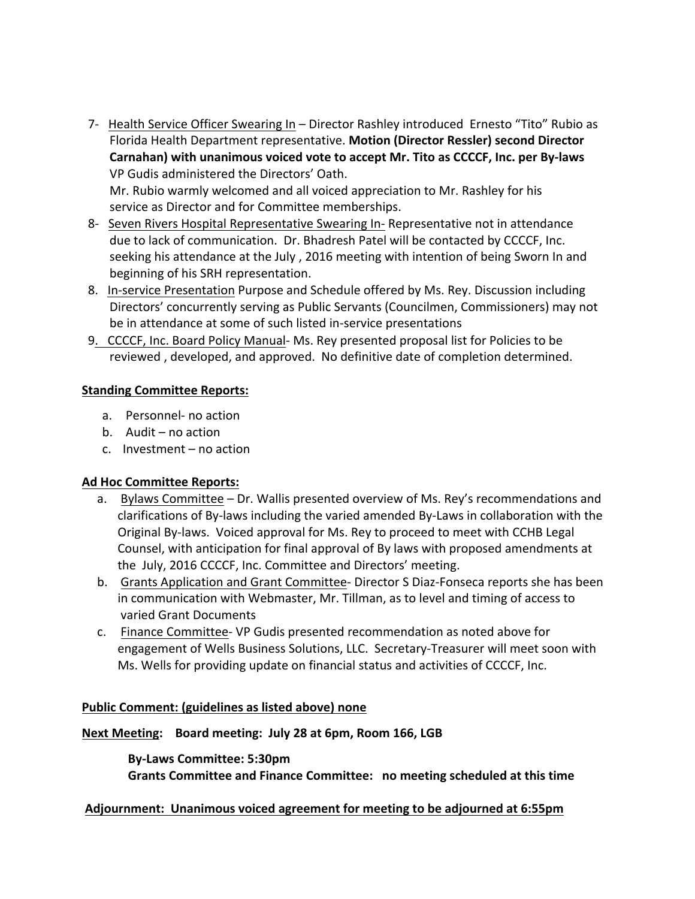7- <u>Health Service Officer Swearing In</u> – Director Rashley introduced Ernesto "Tito" Rubio as Florida Health Department representative. **Motion (Director Ressler) second Director Carnahan) with unanimous voiced vote to accept Mr. Tito as CCCCF, Inc. per By-laws** VP Gudis administered the Directors' Oath.
Mr. Rubio warmly welcomed and all voiced appreciation to Mr. Rashley for his service as Director and for Committee memberships.

8- <u>Seven Rivers Hospital Representative Swearing In-</u> Representative not in attendance due to lack of communication. Dr. Bhadresh Patel will be contacted by CCCCF, Inc. seeking his attendance at the July , 2016 meeting with intention of being Sworn In and beginning of his SRH representation.

8. <u>In-service Presentation</u> Purpose and Schedule offered by Ms. Rey. Discussion including Directors' concurrently serving as Public Servants (Councilmen, Commissioners) may not be in attendance at some of such listed in-service presentations

9. <u>CCCCF, Inc. Board Policy Manual</u>- Ms. Rey presented proposal list for Policies to be reviewed , developed, and approved. No definitive date of completion determined.

**<u>Standing Committee Reports:</u>**

a. Personnel- no action
b. Audit – no action
c. Investment – no action

**<u>Ad Hoc Committee Reports:</u>**

a. <u>Bylaws Committee</u> – Dr. Wallis presented overview of Ms. Rey's recommendations and clarifications of By-laws including the varied amended By-Laws in collaboration with the Original By-laws. Voiced approval for Ms. Rey to proceed to meet with CCHB Legal Counsel, with anticipation for final approval of By laws with proposed amendments at the July, 2016 CCCCF, Inc. Committee and Directors' meeting.
b. <u>Grants Application and Grant Committee</u>- Director S Diaz-Fonseca reports she has been in communication with Webmaster, Mr. Tillman, as to level and timing of access to varied Grant Documents
c. <u>Finance Committee</u>- VP Gudis presented recommendation as noted above for engagement of Wells Business Solutions, LLC. Secretary-Treasurer will meet soon with Ms. Wells for providing update on financial status and activities of CCCCF, Inc.

**<u>Public Comment: (guidelines as listed above) none</u>**

**<u>Next Meeting</u>: Board meeting: July 28 at 6pm, Room 166, LGB**

**By-Laws Committee: 5:30pm**
**Grants Committee and Finance Committee: no meeting scheduled at this time**

**<u>Adjournment: Unanimous voiced agreement for meeting to be adjourned at 6:55pm</u>**